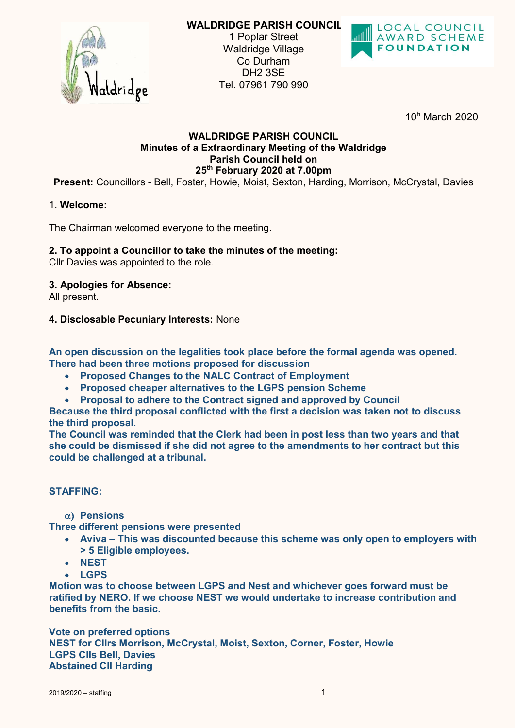**WALDRIDGE PARISH COUNCIL**
1 Poplar Street
Waldridge Village
Co Durham
DH2 3SE
Tel. 07961 790 990

10[h] March 2020

**WALDRIDGE PARISH COUNCIL**
**Minutes of a Extraordinary Meeting of the Waldridge Parish Council held on 25[th] February 2020 at 7.00pm**

**Present:** Councillors - Bell, Foster, Howie, Moist, Sexton, Harding, Morrison, McCrystal, Davies

1. **Welcome:**

The Chairman welcomed everyone to the meeting.

**2. To appoint a Councillor to take the minutes of the meeting:**
Cllr Davies was appointed to the role.

**3. Apologies for Absence:**
All present.

**4. Disclosable Pecuniary Interests:** None

**An open discussion on the legalities took place before the formal agenda was opened. There had been three motions proposed for discussion**

- **Proposed Changes to the NALC Contract of Employment**
- **Proposed cheaper alternatives to the LGPS pension Scheme**
- **Proposal to adhere to the Contract signed and approved by Council**

**Because the third proposal conflicted with the first a decision was taken not to discuss the third proposal.**
**The Council was reminded that the Clerk had been in post less than two years and that she could be dismissed if she did not agree to the amendments to her contract but this could be challenged at a tribunal.**

**STAFFING:**

**α) Pensions**
**Three different pensions were presented**

- **Aviva – This was discounted because this scheme was only open to employers with > 5 Eligible employees.**
- **NEST**
- **LGPS**

**Motion was to choose between LGPS and Nest and whichever goes forward must be ratified by NERO. If we choose NEST we would undertake to increase contribution and benefits from the basic.**

**Vote on preferred options**
**NEST for Cllrs Morrison, McCrystal, Moist, Sexton, Corner, Foster, Howie**
**LGPS Clls Bell, Davies**
**Abstained Cll Harding**

2019/2020 – staffing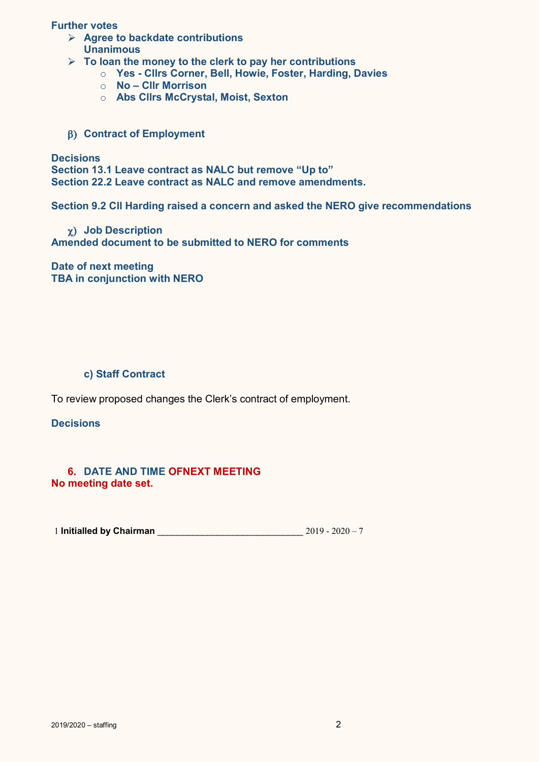**Further votes**

- **Agree to backdate contributions**
  **Unanimous**
- **To loan the money to the clerk to pay her contributions**
  - **Yes - Cllrs Corner, Bell, Howie, Foster, Harding, Davies**
  - **No – Cllr Morrison**
  - **Abs Cllrs McCrystal, Moist, Sexton**

**β) Contract of Employment**

**Decisions**
**Section 13.1 Leave contract as NALC but remove “Up to”**
**Section 22.2 Leave contract as NALC and remove amendments.**

**Section 9.2 Cll Harding raised a concern and asked the NERO give recommendations**

**χ) Job Description**
**Amended document to be submitted to NERO for comments**

**Date of next meeting**
**TBA in conjunction with NERO**

**c) Staff Contract**

To review proposed changes the Clerk’s contract of employment.

**Decisions**

### 6. DATE AND TIME OFNEXT MEETING

**No meeting date set.**

1 **Initialled by Chairman** ______________________________ 2019 - 2020 – 7